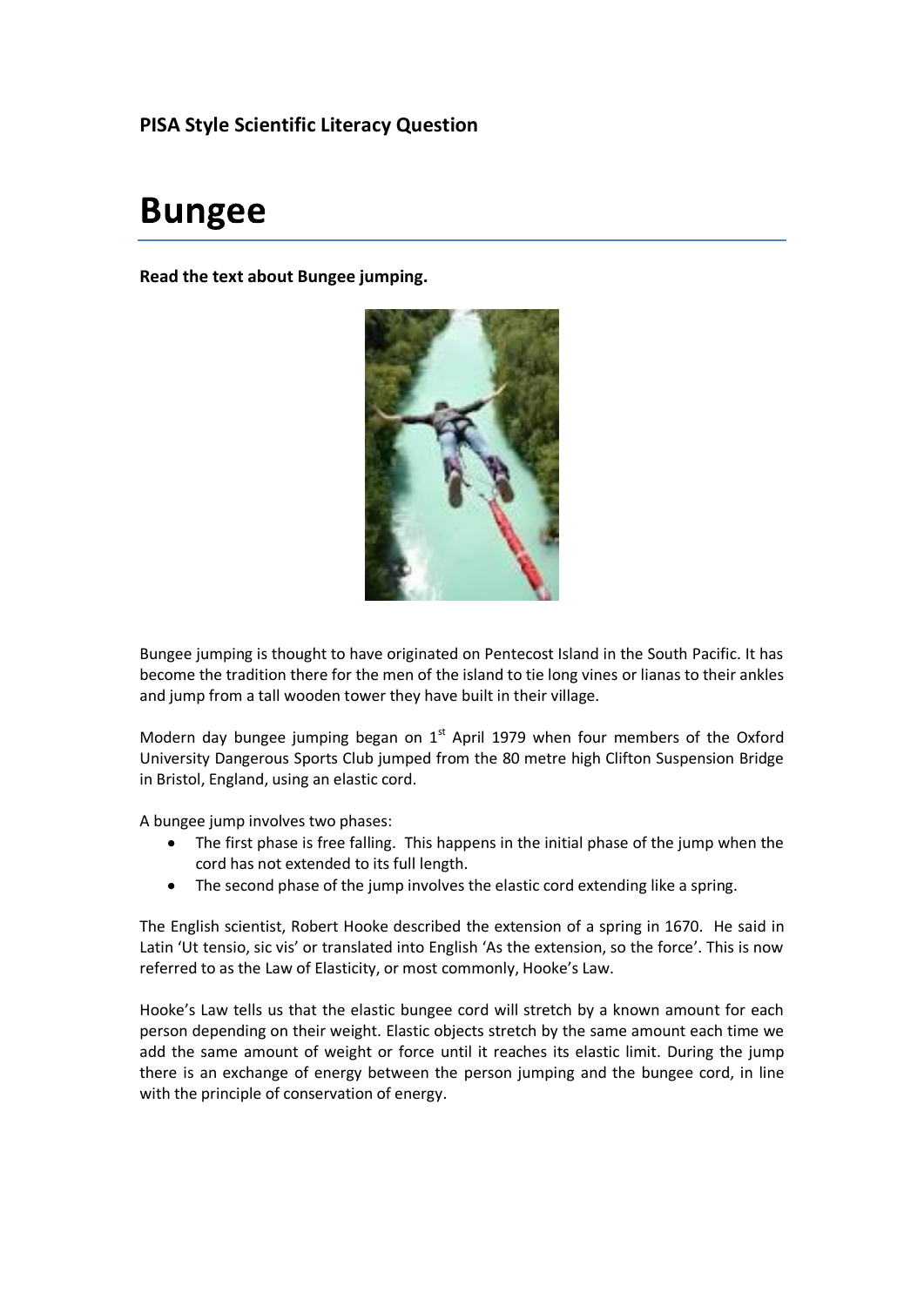**PISA Style Scientific Literacy Question**

# Bungee

**Read the text about Bungee jumping.**

Bungee jumping is thought to have originated on Pentecost Island in the South Pacific. It has become the tradition there for the men of the island to tie long vines or lianas to their ankles and jump from a tall wooden tower they have built in their village.

Modern day bungee jumping began on 1st April 1979 when four members of the Oxford University Dangerous Sports Club jumped from the 80 metre high Clifton Suspension Bridge in Bristol, England, using an elastic cord.

A bungee jump involves two phases:

- The first phase is free falling. This happens in the initial phase of the jump when the cord has not extended to its full length.
- The second phase of the jump involves the elastic cord extending like a spring.

The English scientist, Robert Hooke described the extension of a spring in 1670. He said in Latin 'Ut tensio, sic vis' or translated into English 'As the extension, so the force'. This is now referred to as the Law of Elasticity, or most commonly, Hooke's Law.

Hooke's Law tells us that the elastic bungee cord will stretch by a known amount for each person depending on their weight. Elastic objects stretch by the same amount each time we add the same amount of weight or force until it reaches its elastic limit. During the jump there is an exchange of energy between the person jumping and the bungee cord, in line with the principle of conservation of energy.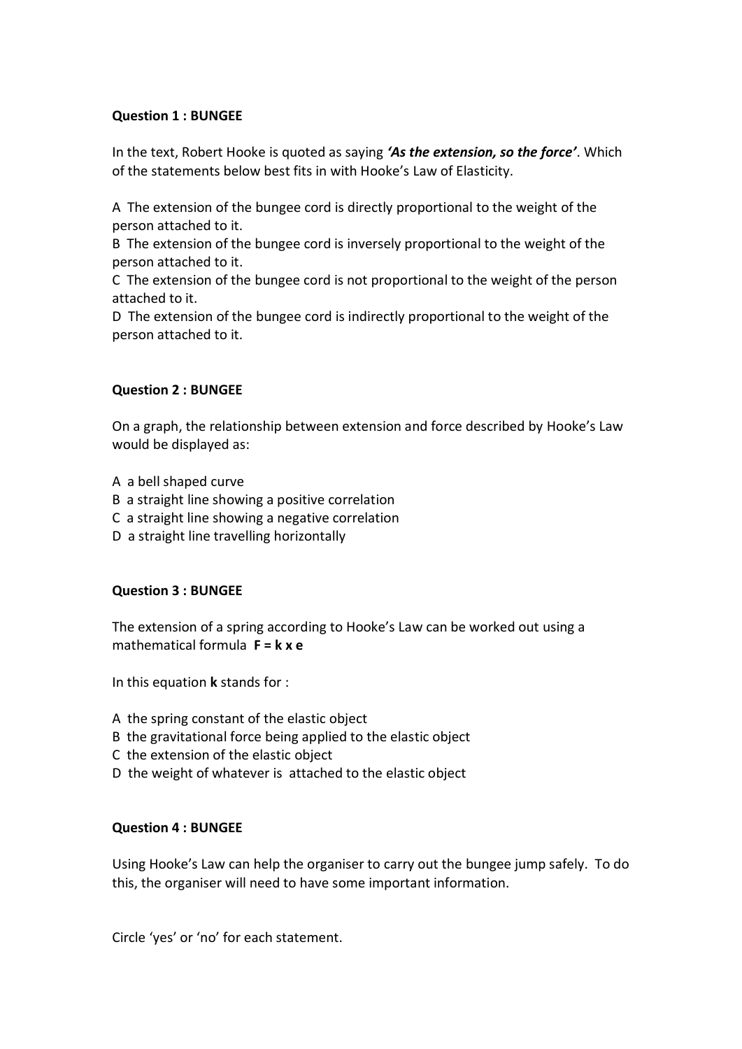**Question 1 : BUNGEE**

In the text, Robert Hooke is quoted as saying ***'As the extension, so the force'***. Which of the statements below best fits in with Hooke's Law of Elasticity.

A The extension of the bungee cord is directly proportional to the weight of the person attached to it.
B The extension of the bungee cord is inversely proportional to the weight of the person attached to it.
C The extension of the bungee cord is not proportional to the weight of the person attached to it.
D The extension of the bungee cord is indirectly proportional to the weight of the person attached to it.

**Question 2 : BUNGEE**

On a graph, the relationship between extension and force described by Hooke's Law would be displayed as:

A a bell shaped curve
B a straight line showing a positive correlation
C a straight line showing a negative correlation
D a straight line travelling horizontally

**Question 3 : BUNGEE**

The extension of a spring according to Hooke's Law can be worked out using a mathematical formula $\mathbf{F = k \times e}$

In this equation **k** stands for :

A the spring constant of the elastic object
B the gravitational force being applied to the elastic object
C the extension of the elastic object
D the weight of whatever is attached to the elastic object

**Question 4 : BUNGEE**

Using Hooke's Law can help the organiser to carry out the bungee jump safely. To do this, the organiser will need to have some important information.

Circle 'yes' or 'no' for each statement.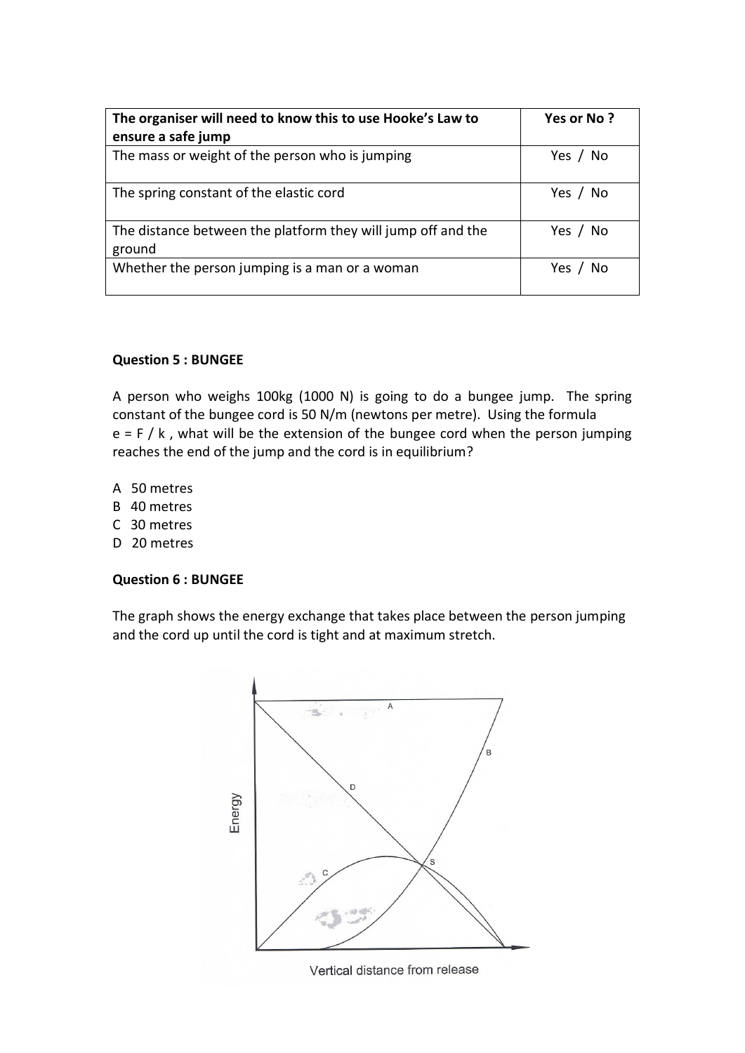| The organiser will need to know this to use Hooke's Law to ensure a safe jump | Yes or No ? |
|---|---|
| The mass or weight of the person who is jumping | Yes / No |
| The spring constant of the elastic cord | Yes / No |
| The distance between the platform they will jump off and the ground | Yes / No |
| Whether the person jumping is a man or a woman | Yes / No |

**Question 5 : BUNGEE**

A person who weighs 100kg (1000 N) is going to do a bungee jump. The spring constant of the bungee cord is 50 N/m (newtons per metre). Using the formula $e = F / k$, what will be the extension of the bungee cord when the person jumping reaches the end of the jump and the cord is in equilibrium?

A 50 metres
B 40 metres
C 30 metres
D 20 metres

**Question 6 : BUNGEE**

The graph shows the energy exchange that takes place between the person jumping and the cord up until the cord is tight and at maximum stretch.

Energy

Vertical distance from release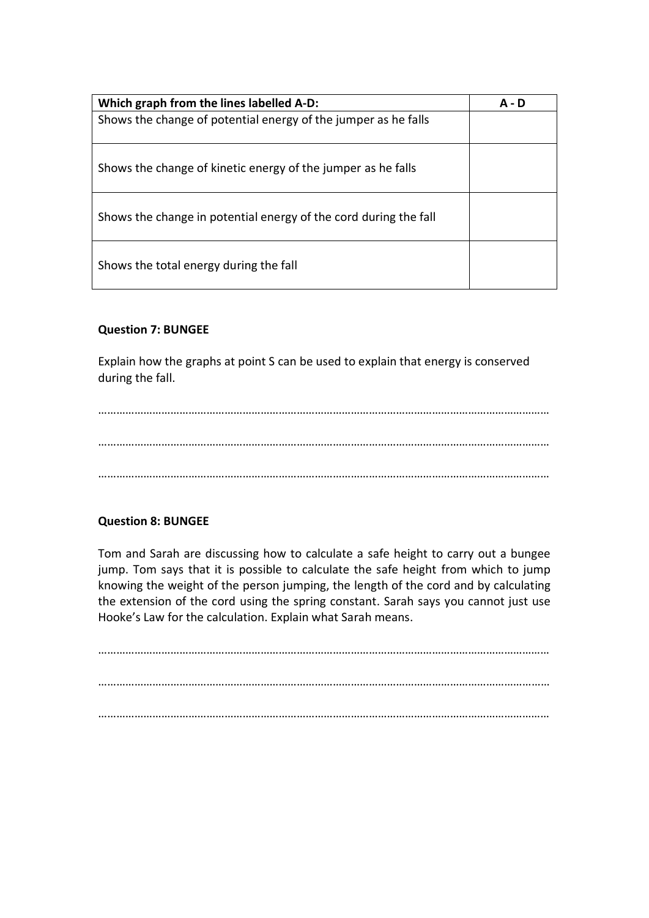| **Which graph from the lines labelled A-D:** | **A - D** |
| --- | --- |
| Shows the change of potential energy of the jumper as he falls | |
| Shows the change of kinetic energy of the jumper as he falls | |
| Shows the change in potential energy of the cord during the fall | |
| Shows the total energy during the fall | |

**Question 7: BUNGEE**

Explain how the graphs at point S can be used to explain that energy is conserved during the fall.

…………………………………………………………………………………………………………………………………

…………………………………………………………………………………………………………………………………

…………………………………………………………………………………………………………………………………

**Question 8: BUNGEE**

Tom and Sarah are discussing how to calculate a safe height to carry out a bungee jump. Tom says that it is possible to calculate the safe height from which to jump knowing the weight of the person jumping, the length of the cord and by calculating the extension of the cord using the spring constant. Sarah says you cannot just use Hooke's Law for the calculation. Explain what Sarah means.

…………………………………………………………………………………………………………………………………

…………………………………………………………………………………………………………………………………

…………………………………………………………………………………………………………………………………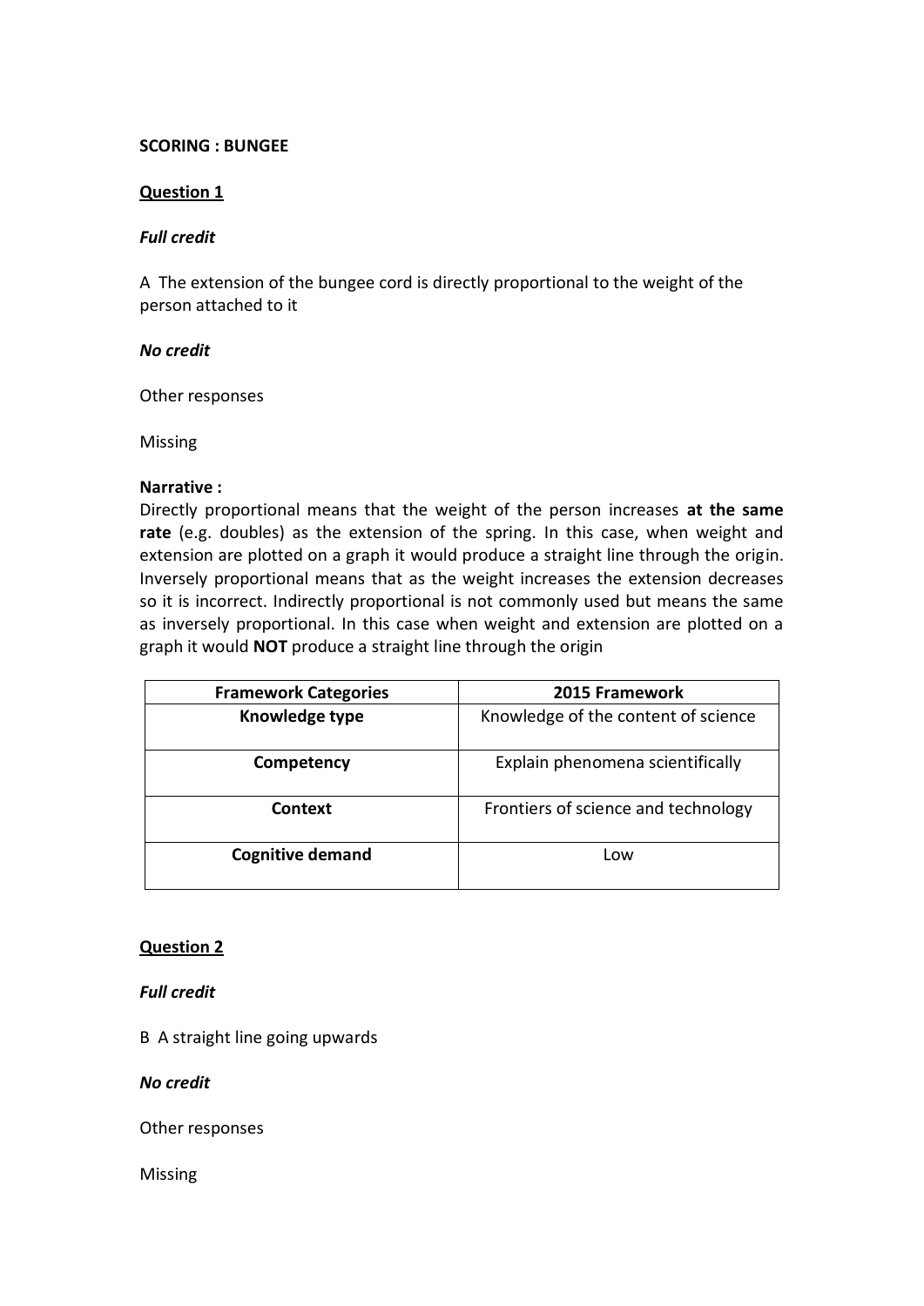**SCORING : BUNGEE**

**Question 1**

***Full credit***

A The extension of the bungee cord is directly proportional to the weight of the person attached to it

***No credit***

Other responses

Missing

**Narrative :**
Directly proportional means that the weight of the person increases **at the same rate** (e.g. doubles) as the extension of the spring. In this case, when weight and extension are plotted on a graph it would produce a straight line through the origin. Inversely proportional means that as the weight increases the extension decreases so it is incorrect. Indirectly proportional is not commonly used but means the same as inversely proportional. In this case when weight and extension are plotted on a graph it would **NOT** produce a straight line through the origin

| Framework Categories | 2015 Framework |
|---|---|
| **Knowledge type** | Knowledge of the content of science |
| **Competency** | Explain phenomena scientifically |
| **Context** | Frontiers of science and technology |
| **Cognitive demand** | Low |

**Question 2**

***Full credit***

B A straight line going upwards

***No credit***

Other responses

Missing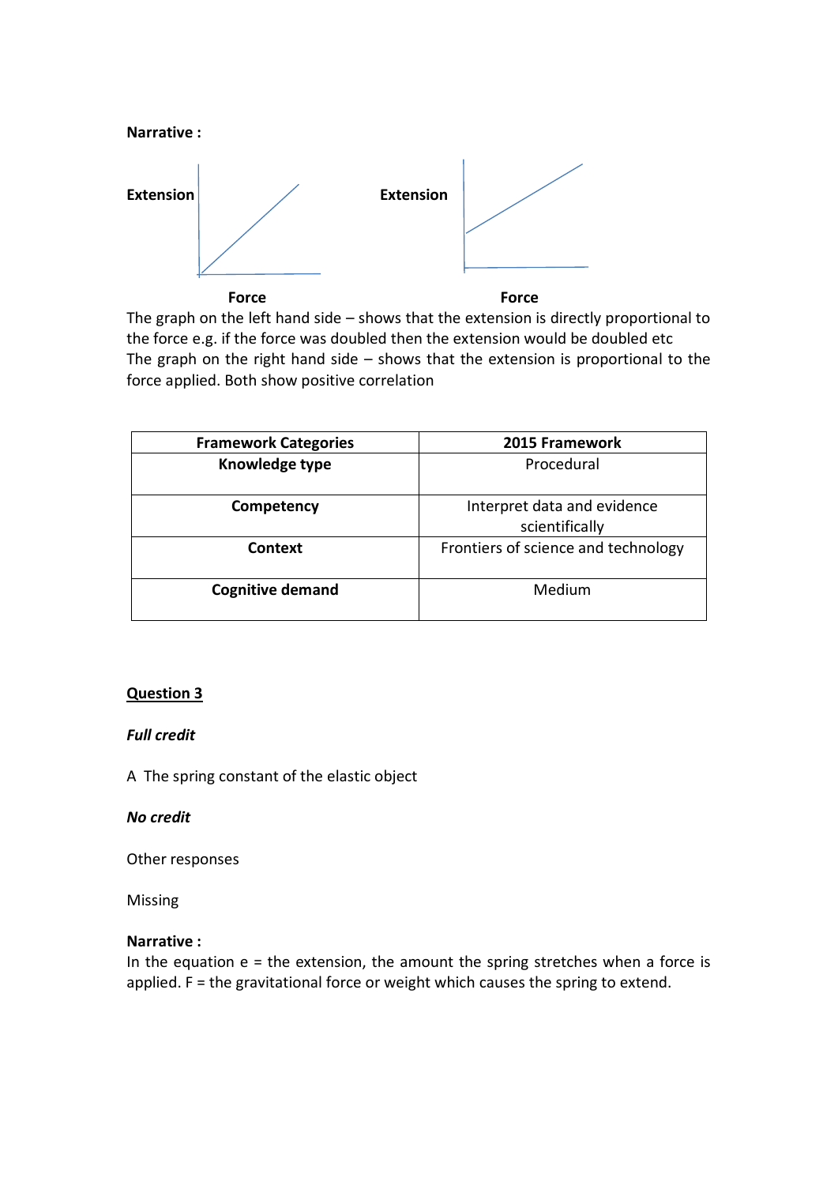**Narrative :**

Extension | Extension

Force | Force

The graph on the left hand side – shows that the extension is directly proportional to the force e.g. if the force was doubled then the extension would be doubled etc
The graph on the right hand side – shows that the extension is proportional to the force applied. Both show positive correlation

| Framework Categories | 2015 Framework |
|---|---|
| **Knowledge type** | Procedural |
| **Competency** | Interpret data and evidence scientifically |
| **Context** | Frontiers of science and technology |
| **Cognitive demand** | Medium |

**Question 3**

***Full credit***

A The spring constant of the elastic object

***No credit***

Other responses

Missing

**Narrative :**
In the equation e = the extension, the amount the spring stretches when a force is applied. F = the gravitational force or weight which causes the spring to extend.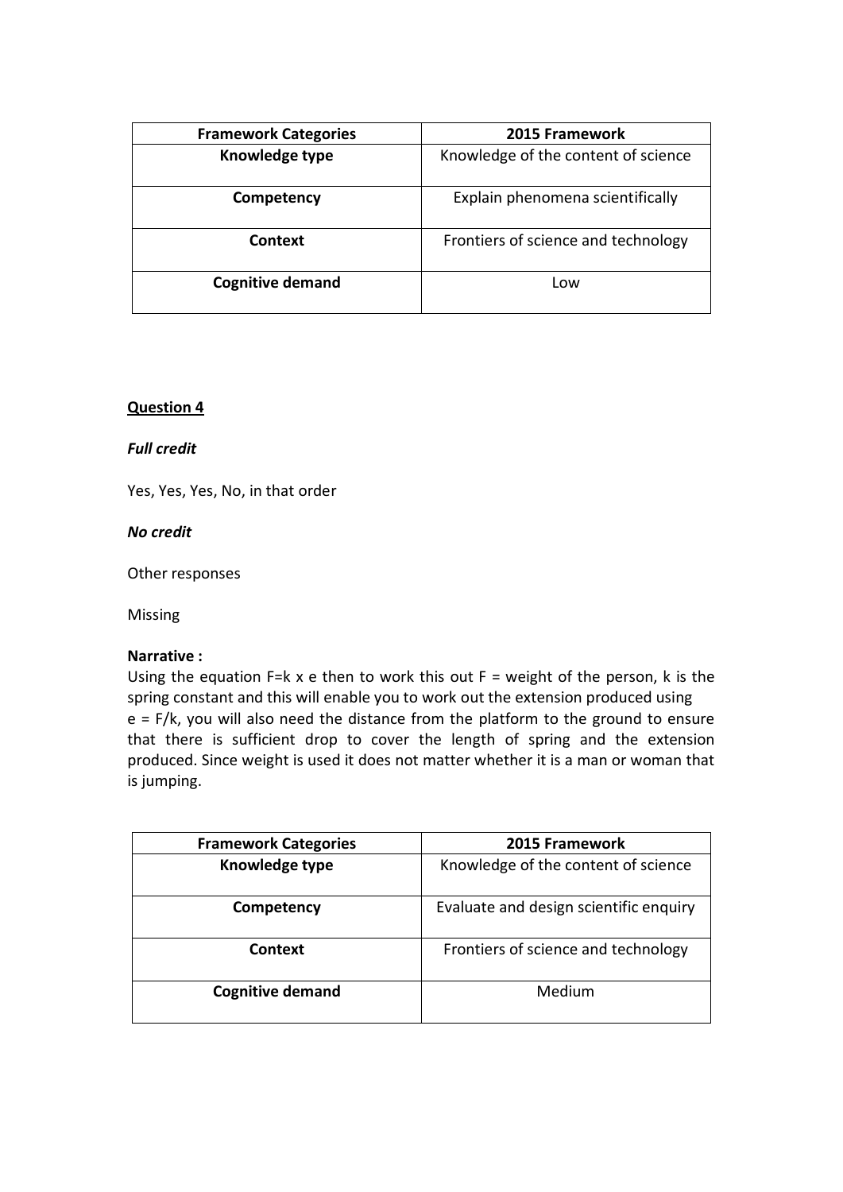| Framework Categories | 2015 Framework |
|---|---|
| **Knowledge type** | Knowledge of the content of science |
| **Competency** | Explain phenomena scientifically |
| **Context** | Frontiers of science and technology |
| **Cognitive demand** | Low |

**Question 4**

***Full credit***

Yes, Yes, Yes, No, in that order

***No credit***

Other responses

Missing

**Narrative :**

Using the equation $F=k \times e$ then to work this out $F$ = weight of the person, $k$ is the spring constant and this will enable you to work out the extension produced using $e = F/k$, you will also need the distance from the platform to the ground to ensure that there is sufficient drop to cover the length of spring and the extension produced. Since weight is used it does not matter whether it is a man or woman that is jumping.

| Framework Categories | 2015 Framework |
|---|---|
| **Knowledge type** | Knowledge of the content of science |
| **Competency** | Evaluate and design scientific enquiry |
| **Context** | Frontiers of science and technology |
| **Cognitive demand** | Medium |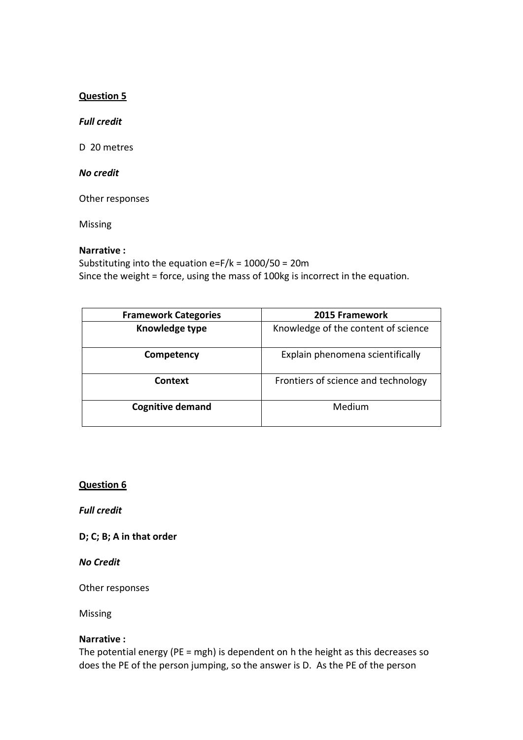**<u>Question 5</u>**

***Full credit***

D 20 metres

***No credit***

Other responses

Missing

**Narrative :**
Substituting into the equation $e=F/k = 1000/50 = 20m$
Since the weight = force, using the mass of 100kg is incorrect in the equation.

| Framework Categories | 2015 Framework |
| --- | --- |
| **Knowledge type** | Knowledge of the content of science |
| **Competency** | Explain phenomena scientifically |
| **Context** | Frontiers of science and technology |
| **Cognitive demand** | Medium |

**<u>Question 6</u>**

***Full credit***

**D; C; B; A in that order**

***No Credit***

Other responses

Missing

**Narrative :**
The potential energy ($PE = mgh$) is dependent on h the height as this decreases so does the PE of the person jumping, so the answer is D. As the PE of the person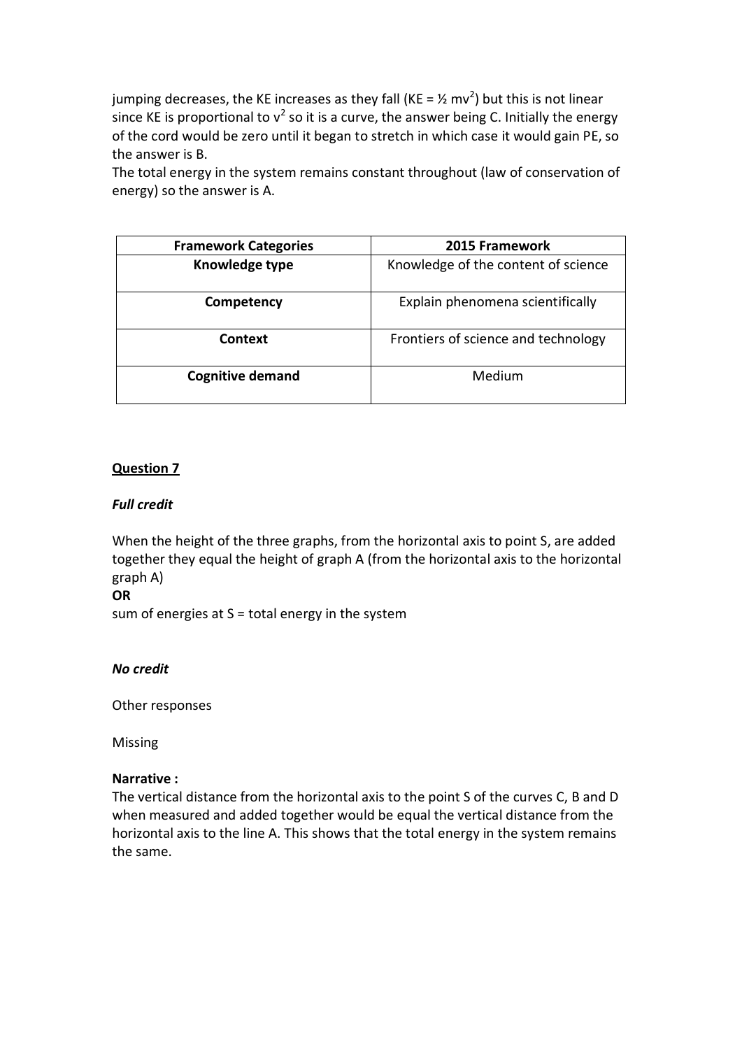jumping decreases, the KE increases as they fall (KE = $\frac{1}{2}mv^2$) but this is not linear since KE is proportional to $v^2$ so it is a curve, the answer being C. Initially the energy of the cord would be zero until it began to stretch in which case it would gain PE, so the answer is B.
The total energy in the system remains constant throughout (law of conservation of energy) so the answer is A.

| Framework Categories | 2015 Framework |
|---|---|
| **Knowledge type** | Knowledge of the content of science |
| **Competency** | Explain phenomena scientifically |
| **Context** | Frontiers of science and technology |
| **Cognitive demand** | Medium |

**Question 7**

***Full credit***

When the height of the three graphs, from the horizontal axis to point S, are added together they equal the height of graph A (from the horizontal axis to the horizontal graph A)
**OR**
sum of energies at S = total energy in the system

***No credit***

Other responses

Missing

**Narrative :**
The vertical distance from the horizontal axis to the point S of the curves C, B and D when measured and added together would be equal the vertical distance from the horizontal axis to the line A. This shows that the total energy in the system remains the same.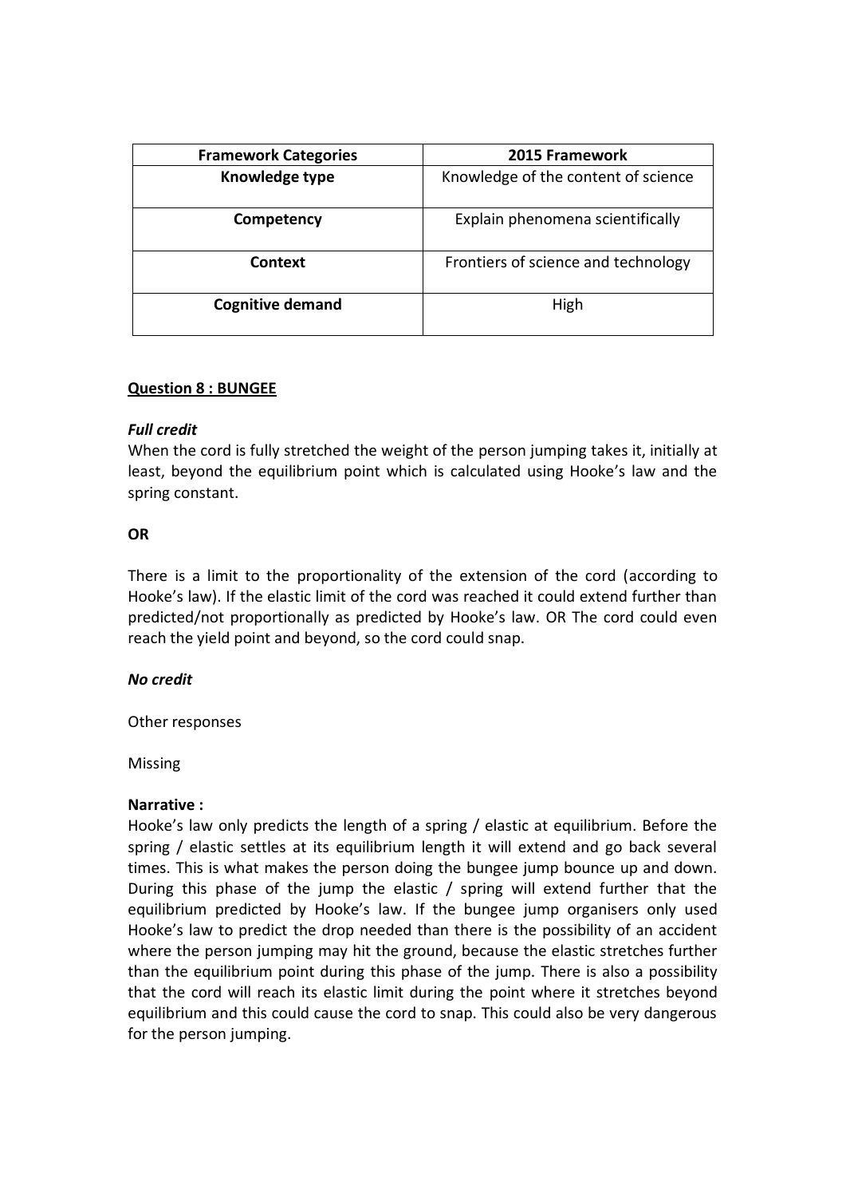| Framework Categories | 2015 Framework |
| --- | --- |
| **Knowledge type** | Knowledge of the content of science |
| **Competency** | Explain phenomena scientifically |
| **Context** | Frontiers of science and technology |
| **Cognitive demand** | High |

**Question 8 : BUNGEE**

***Full credit***

When the cord is fully stretched the weight of the person jumping takes it, initially at least, beyond the equilibrium point which is calculated using Hooke's law and the spring constant.

**OR**

There is a limit to the proportionality of the extension of the cord (according to Hooke's law). If the elastic limit of the cord was reached it could extend further than predicted/not proportionally as predicted by Hooke's law. OR The cord could even reach the yield point and beyond, so the cord could snap.

***No credit***

Other responses

Missing

**Narrative :**

Hooke's law only predicts the length of a spring / elastic at equilibrium. Before the spring / elastic settles at its equilibrium length it will extend and go back several times. This is what makes the person doing the bungee jump bounce up and down. During this phase of the jump the elastic / spring will extend further that the equilibrium predicted by Hooke's law. If the bungee jump organisers only used Hooke's law to predict the drop needed than there is the possibility of an accident where the person jumping may hit the ground, because the elastic stretches further than the equilibrium point during this phase of the jump. There is also a possibility that the cord will reach its elastic limit during the point where it stretches beyond equilibrium and this could cause the cord to snap. This could also be very dangerous for the person jumping.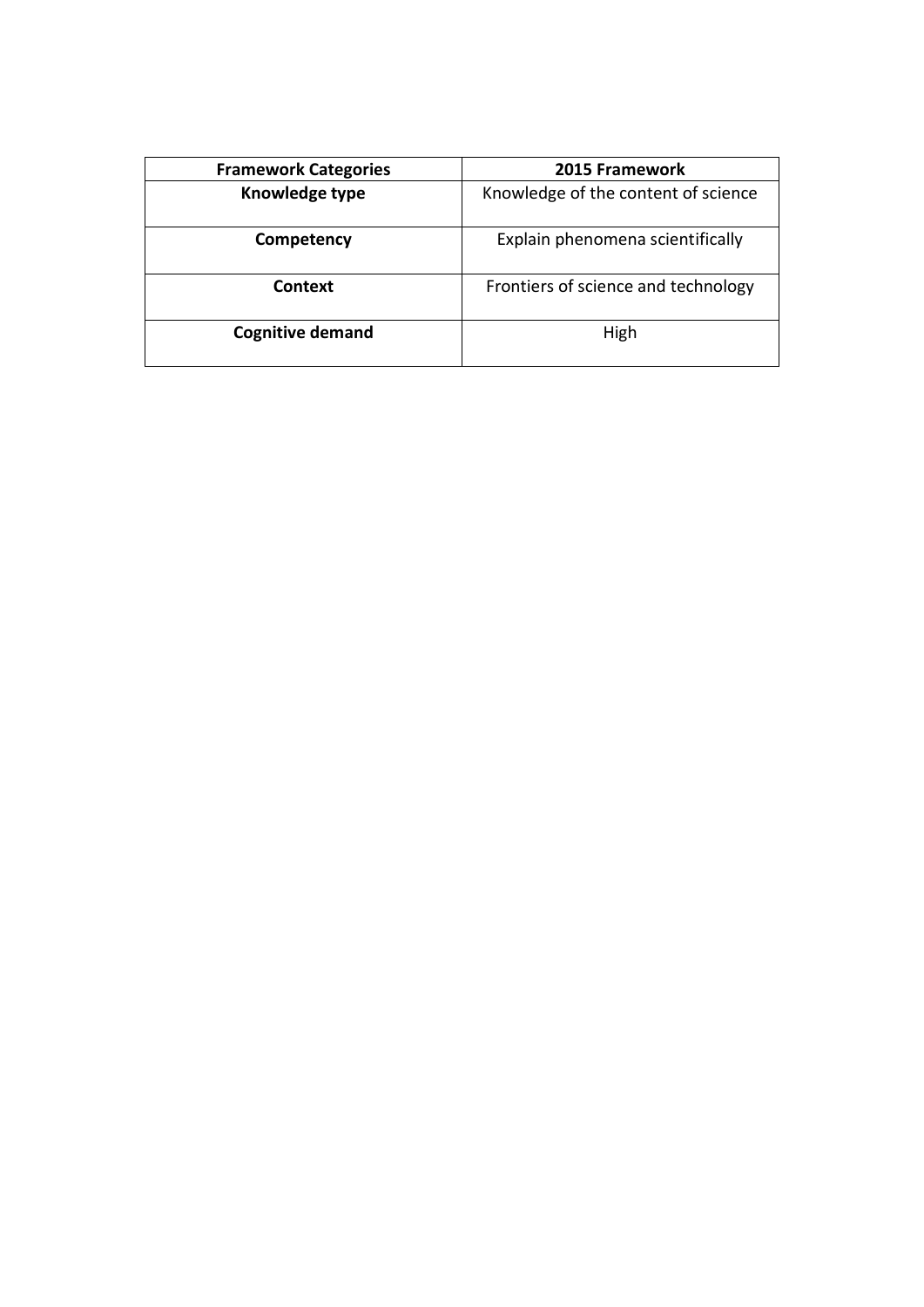| Framework Categories | 2015 Framework |
|---|---|
| **Knowledge type** | Knowledge of the content of science |
| **Competency** | Explain phenomena scientifically |
| **Context** | Frontiers of science and technology |
| **Cognitive demand** | High |